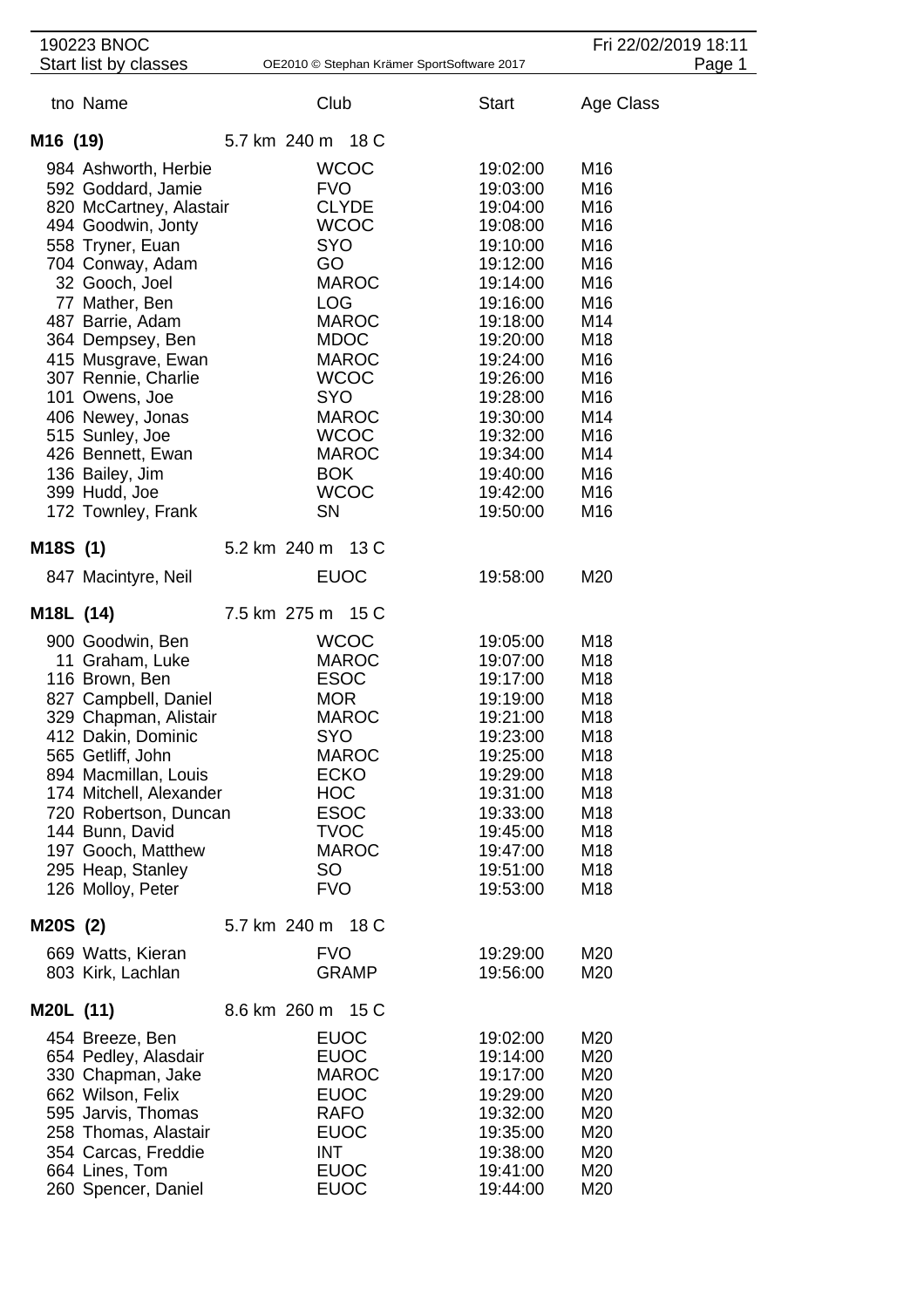190223 BNOC
Start list by classes

OE2010 © Stephan Krämer SportSoftware 2017

Fri 22/02/2019 18:11

| tno | Name | Club | Start | Age Class |
|---|---|---|---|---|

**M16 (19)** 5.7 km 240 m 18 C

| tno | Name | Club | Start | Age Class |
|---|---|---|---|---|
| 984 | Ashworth, Herbie | WCOC | 19:02:00 | M16 |
| 592 | Goddard, Jamie | FVO | 19:03:00 | M16 |
| 820 | McCartney, Alastair | CLYDE | 19:04:00 | M16 |
| 494 | Goodwin, Jonty | WCOC | 19:08:00 | M16 |
| 558 | Tryner, Euan | SYO | 19:10:00 | M16 |
| 704 | Conway, Adam | GO | 19:12:00 | M16 |
| 32 | Gooch, Joel | MAROC | 19:14:00 | M16 |
| 77 | Mather, Ben | LOG | 19:16:00 | M16 |
| 487 | Barrie, Adam | MAROC | 19:18:00 | M14 |
| 364 | Dempsey, Ben | MDOC | 19:20:00 | M18 |
| 415 | Musgrave, Ewan | MAROC | 19:24:00 | M16 |
| 307 | Rennie, Charlie | WCOC | 19:26:00 | M16 |
| 101 | Owens, Joe | SYO | 19:28:00 | M16 |
| 406 | Newey, Jonas | MAROC | 19:30:00 | M14 |
| 515 | Sunley, Joe | WCOC | 19:32:00 | M16 |
| 426 | Bennett, Ewan | MAROC | 19:34:00 | M14 |
| 136 | Bailey, Jim | BOK | 19:40:00 | M16 |
| 399 | Hudd, Joe | WCOC | 19:42:00 | M16 |
| 172 | Townley, Frank | SN | 19:50:00 | M16 |

**M18S (1)** 5.2 km 240 m 13 C

| tno | Name | Club | Start | Age Class |
|---|---|---|---|---|
| 847 | Macintyre, Neil | EUOC | 19:58:00 | M20 |

**M18L (14)** 7.5 km 275 m 15 C

| tno | Name | Club | Start | Age Class |
|---|---|---|---|---|
| 900 | Goodwin, Ben | WCOC | 19:05:00 | M18 |
| 11 | Graham, Luke | MAROC | 19:07:00 | M18 |
| 116 | Brown, Ben | ESOC | 19:17:00 | M18 |
| 827 | Campbell, Daniel | MOR | 19:19:00 | M18 |
| 329 | Chapman, Alistair | MAROC | 19:21:00 | M18 |
| 412 | Dakin, Dominic | SYO | 19:23:00 | M18 |
| 565 | Getliff, John | MAROC | 19:25:00 | M18 |
| 894 | Macmillan, Louis | ECKO | 19:29:00 | M18 |
| 174 | Mitchell, Alexander | HOC | 19:31:00 | M18 |
| 720 | Robertson, Duncan | ESOC | 19:33:00 | M18 |
| 144 | Bunn, David | TVOC | 19:45:00 | M18 |
| 197 | Gooch, Matthew | MAROC | 19:47:00 | M18 |
| 295 | Heap, Stanley | SO | 19:51:00 | M18 |
| 126 | Molloy, Peter | FVO | 19:53:00 | M18 |

**M20S (2)** 5.7 km 240 m 18 C

| tno | Name | Club | Start | Age Class |
|---|---|---|---|---|
| 669 | Watts, Kieran | FVO | 19:29:00 | M20 |
| 803 | Kirk, Lachlan | GRAMP | 19:56:00 | M20 |

**M20L (11)** 8.6 km 260 m 15 C

| tno | Name | Club | Start | Age Class |
|---|---|---|---|---|
| 454 | Breeze, Ben | EUOC | 19:02:00 | M20 |
| 654 | Pedley, Alasdair | EUOC | 19:14:00 | M20 |
| 330 | Chapman, Jake | MAROC | 19:17:00 | M20 |
| 662 | Wilson, Felix | EUOC | 19:29:00 | M20 |
| 595 | Jarvis, Thomas | RAFO | 19:32:00 | M20 |
| 258 | Thomas, Alastair | EUOC | 19:35:00 | M20 |
| 354 | Carcas, Freddie | INT | 19:38:00 | M20 |
| 664 | Lines, Tom | EUOC | 19:41:00 | M20 |
| 260 | Spencer, Daniel | EUOC | 19:44:00 | M20 |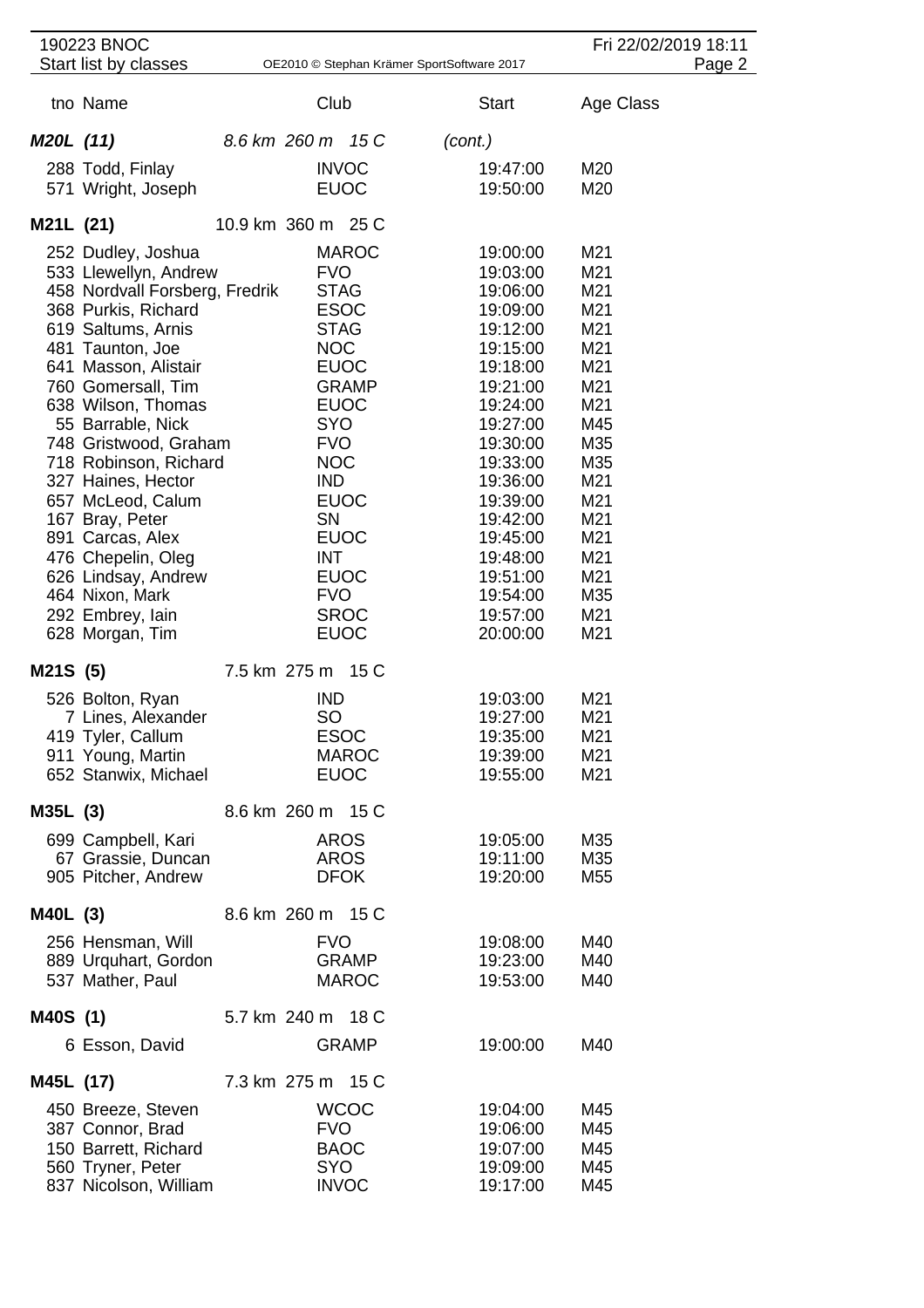| tno | Name | Club | Start | Age Class |
|---|---|---|---|---|
| **M20L (11)** | 8.6 km 260 m 15 C | | (cont.) | |
| 288 | Todd, Finlay | INVOC | 19:47:00 | M20 |
| 571 | Wright, Joseph | EUOC | 19:50:00 | M20 |
| **M21L (21)** | 10.9 km 360 m 25 C | | | |
| 252 | Dudley, Joshua | MAROC | 19:00:00 | M21 |
| 533 | Llewellyn, Andrew | FVO | 19:03:00 | M21 |
| 458 | Nordvall Forsberg, Fredrik | STAG | 19:06:00 | M21 |
| 368 | Purkis, Richard | ESOC | 19:09:00 | M21 |
| 619 | Saltums, Arnis | STAG | 19:12:00 | M21 |
| 481 | Taunton, Joe | NOC | 19:15:00 | M21 |
| 641 | Masson, Alistair | EUOC | 19:18:00 | M21 |
| 760 | Gomersall, Tim | GRAMP | 19:21:00 | M21 |
| 638 | Wilson, Thomas | EUOC | 19:24:00 | M21 |
| 55 | Barrable, Nick | SYO | 19:27:00 | M45 |
| 748 | Gristwood, Graham | FVO | 19:30:00 | M35 |
| 718 | Robinson, Richard | NOC | 19:33:00 | M35 |
| 327 | Haines, Hector | IND | 19:36:00 | M21 |
| 657 | McLeod, Calum | EUOC | 19:39:00 | M21 |
| 167 | Bray, Peter | SN | 19:42:00 | M21 |
| 891 | Carcas, Alex | EUOC | 19:45:00 | M21 |
| 476 | Chepelin, Oleg | INT | 19:48:00 | M21 |
| 626 | Lindsay, Andrew | EUOC | 19:51:00 | M21 |
| 464 | Nixon, Mark | FVO | 19:54:00 | M35 |
| 292 | Embrey, Iain | SROC | 19:57:00 | M21 |
| 628 | Morgan, Tim | EUOC | 20:00:00 | M21 |
| **M21S (5)** | 7.5 km 275 m 15 C | | | |
| 526 | Bolton, Ryan | IND | 19:03:00 | M21 |
| 7 | Lines, Alexander | SO | 19:27:00 | M21 |
| 419 | Tyler, Callum | ESOC | 19:35:00 | M21 |
| 911 | Young, Martin | MAROC | 19:39:00 | M21 |
| 652 | Stanwix, Michael | EUOC | 19:55:00 | M21 |
| **M35L (3)** | 8.6 km 260 m 15 C | | | |
| 699 | Campbell, Kari | AROS | 19:05:00 | M35 |
| 67 | Grassie, Duncan | AROS | 19:11:00 | M35 |
| 905 | Pitcher, Andrew | DFOK | 19:20:00 | M55 |
| **M40L (3)** | 8.6 km 260 m 15 C | | | |
| 256 | Hensman, Will | FVO | 19:08:00 | M40 |
| 889 | Urquhart, Gordon | GRAMP | 19:23:00 | M40 |
| 537 | Mather, Paul | MAROC | 19:53:00 | M40 |
| **M40S (1)** | 5.7 km 240 m 18 C | | | |
| 6 | Esson, David | GRAMP | 19:00:00 | M40 |
| **M45L (17)** | 7.3 km 275 m 15 C | | | |
| 450 | Breeze, Steven | WCOC | 19:04:00 | M45 |
| 387 | Connor, Brad | FVO | 19:06:00 | M45 |
| 150 | Barrett, Richard | BAOC | 19:07:00 | M45 |
| 560 | Tryner, Peter | SYO | 19:09:00 | M45 |
| 837 | Nicolson, William | INVOC | 19:17:00 | M45 |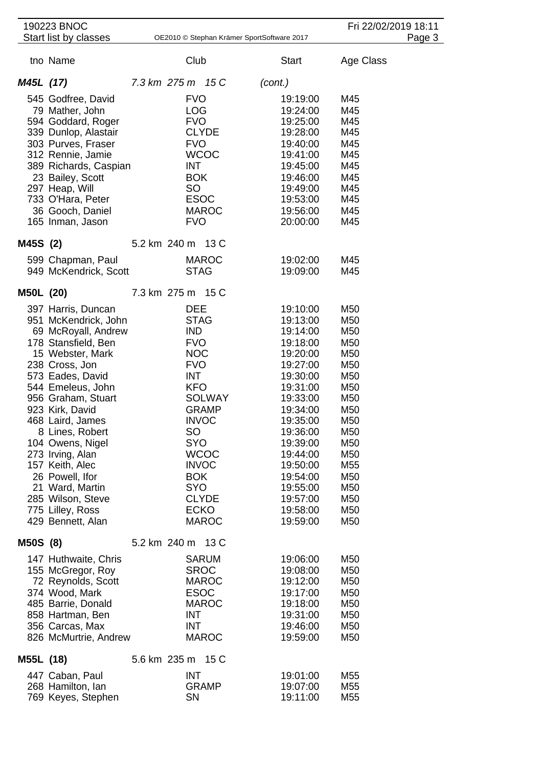| tno | Name | Club | Start | Age Class |
|---|---|---|---|---|
| ***M45L (17)*** | *7.3 km 275 m 15 C* | | *(cont.)* | |
| 545 | Godfree, David | FVO | 19:19:00 | M45 |
| 79 | Mather, John | LOG | 19:24:00 | M45 |
| 594 | Goddard, Roger | FVO | 19:25:00 | M45 |
| 339 | Dunlop, Alastair | CLYDE | 19:28:00 | M45 |
| 303 | Purves, Fraser | FVO | 19:40:00 | M45 |
| 312 | Rennie, Jamie | WCOC | 19:41:00 | M45 |
| 389 | Richards, Caspian | INT | 19:45:00 | M45 |
| 23 | Bailey, Scott | BOK | 19:46:00 | M45 |
| 297 | Heap, Will | SO | 19:49:00 | M45 |
| 733 | O'Hara, Peter | ESOC | 19:53:00 | M45 |
| 36 | Gooch, Daniel | MAROC | 19:56:00 | M45 |
| 165 | Inman, Jason | FVO | 20:00:00 | M45 |
| **M45S (2)** | 5.2 km 240 m 13 C | | | |
| 599 | Chapman, Paul | MAROC | 19:02:00 | M45 |
| 949 | McKendrick, Scott | STAG | 19:09:00 | M45 |
| **M50L (20)** | 7.3 km 275 m 15 C | | | |
| 397 | Harris, Duncan | DEE | 19:10:00 | M50 |
| 951 | McKendrick, John | STAG | 19:13:00 | M50 |
| 69 | McRoyall, Andrew | IND | 19:14:00 | M50 |
| 178 | Stansfield, Ben | FVO | 19:18:00 | M50 |
| 15 | Webster, Mark | NOC | 19:20:00 | M50 |
| 238 | Cross, Jon | FVO | 19:27:00 | M50 |
| 573 | Eades, David | INT | 19:30:00 | M50 |
| 544 | Emeleus, John | KFO | 19:31:00 | M50 |
| 956 | Graham, Stuart | SOLWAY | 19:33:00 | M50 |
| 923 | Kirk, David | GRAMP | 19:34:00 | M50 |
| 468 | Laird, James | INVOC | 19:35:00 | M50 |
| 8 | Lines, Robert | SO | 19:36:00 | M50 |
| 104 | Owens, Nigel | SYO | 19:39:00 | M50 |
| 273 | Irving, Alan | WCOC | 19:44:00 | M50 |
| 157 | Keith, Alec | INVOC | 19:50:00 | M55 |
| 26 | Powell, Ifor | BOK | 19:54:00 | M50 |
| 21 | Ward, Martin | SYO | 19:55:00 | M50 |
| 285 | Wilson, Steve | CLYDE | 19:57:00 | M50 |
| 775 | Lilley, Ross | ECKO | 19:58:00 | M50 |
| 429 | Bennett, Alan | MAROC | 19:59:00 | M50 |
| **M50S (8)** | 5.2 km 240 m 13 C | | | |
| 147 | Huthwaite, Chris | SARUM | 19:06:00 | M50 |
| 155 | McGregor, Roy | SROC | 19:08:00 | M50 |
| 72 | Reynolds, Scott | MAROC | 19:12:00 | M50 |
| 374 | Wood, Mark | ESOC | 19:17:00 | M50 |
| 485 | Barrie, Donald | MAROC | 19:18:00 | M50 |
| 858 | Hartman, Ben | INT | 19:31:00 | M50 |
| 356 | Carcas, Max | INT | 19:46:00 | M50 |
| 826 | McMurtrie, Andrew | MAROC | 19:59:00 | M50 |
| **M55L (18)** | 5.6 km 235 m 15 C | | | |
| 447 | Caban, Paul | INT | 19:01:00 | M55 |
| 268 | Hamilton, Ian | GRAMP | 19:07:00 | M55 |
| 769 | Keyes, Stephen | SN | 19:11:00 | M55 |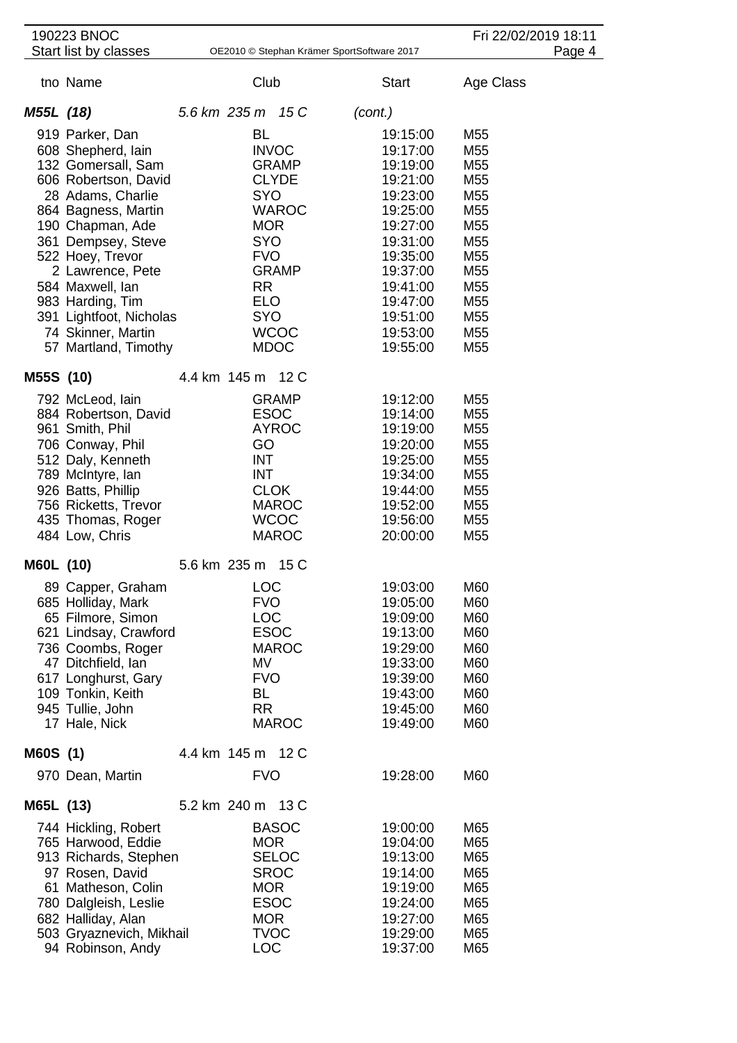| tno | Name | Club | Start | Age Class |
|---|---|---|---|---|
| ***M55L (18)*** | *5.6 km 235 m 15 C* | | *(cont.)* | |
| 919 | Parker, Dan | BL | 19:15:00 | M55 |
| 608 | Shepherd, Iain | INVOC | 19:17:00 | M55 |
| 132 | Gomersall, Sam | GRAMP | 19:19:00 | M55 |
| 606 | Robertson, David | CLYDE | 19:21:00 | M55 |
| 28 | Adams, Charlie | SYO | 19:23:00 | M55 |
| 864 | Bagness, Martin | WAROC | 19:25:00 | M55 |
| 190 | Chapman, Ade | MOR | 19:27:00 | M55 |
| 361 | Dempsey, Steve | SYO | 19:31:00 | M55 |
| 522 | Hoey, Trevor | FVO | 19:35:00 | M55 |
| 2 | Lawrence, Pete | GRAMP | 19:37:00 | M55 |
| 584 | Maxwell, Ian | RR | 19:41:00 | M55 |
| 983 | Harding, Tim | ELO | 19:47:00 | M55 |
| 391 | Lightfoot, Nicholas | SYO | 19:51:00 | M55 |
| 74 | Skinner, Martin | WCOC | 19:53:00 | M55 |
| 57 | Martland, Timothy | MDOC | 19:55:00 | M55 |
| **M55S (10)** | 4.4 km 145 m 12 C | | | |
| 792 | McLeod, Iain | GRAMP | 19:12:00 | M55 |
| 884 | Robertson, David | ESOC | 19:14:00 | M55 |
| 961 | Smith, Phil | AYROC | 19:19:00 | M55 |
| 706 | Conway, Phil | GO | 19:20:00 | M55 |
| 512 | Daly, Kenneth | INT | 19:25:00 | M55 |
| 789 | McIntyre, Ian | INT | 19:34:00 | M55 |
| 926 | Batts, Phillip | CLOK | 19:44:00 | M55 |
| 756 | Ricketts, Trevor | MAROC | 19:52:00 | M55 |
| 435 | Thomas, Roger | WCOC | 19:56:00 | M55 |
| 484 | Low, Chris | MAROC | 20:00:00 | M55 |
| **M60L (10)** | 5.6 km 235 m 15 C | | | |
| 89 | Capper, Graham | LOC | 19:03:00 | M60 |
| 685 | Holliday, Mark | FVO | 19:05:00 | M60 |
| 65 | Filmore, Simon | LOC | 19:09:00 | M60 |
| 621 | Lindsay, Crawford | ESOC | 19:13:00 | M60 |
| 736 | Coombs, Roger | MAROC | 19:29:00 | M60 |
| 47 | Ditchfield, Ian | MV | 19:33:00 | M60 |
| 617 | Longhurst, Gary | FVO | 19:39:00 | M60 |
| 109 | Tonkin, Keith | BL | 19:43:00 | M60 |
| 945 | Tullie, John | RR | 19:45:00 | M60 |
| 17 | Hale, Nick | MAROC | 19:49:00 | M60 |
| **M60S (1)** | 4.4 km 145 m 12 C | | | |
| 970 | Dean, Martin | FVO | 19:28:00 | M60 |
| **M65L (13)** | 5.2 km 240 m 13 C | | | |
| 744 | Hickling, Robert | BASOC | 19:00:00 | M65 |
| 765 | Harwood, Eddie | MOR | 19:04:00 | M65 |
| 913 | Richards, Stephen | SELOC | 19:13:00 | M65 |
| 97 | Rosen, David | SROC | 19:14:00 | M65 |
| 61 | Matheson, Colin | MOR | 19:19:00 | M65 |
| 780 | Dalgleish, Leslie | ESOC | 19:24:00 | M65 |
| 682 | Halliday, Alan | MOR | 19:27:00 | M65 |
| 503 | Gryaznevich, Mikhail | TVOC | 19:29:00 | M65 |
| 94 | Robinson, Andy | LOC | 19:37:00 | M65 |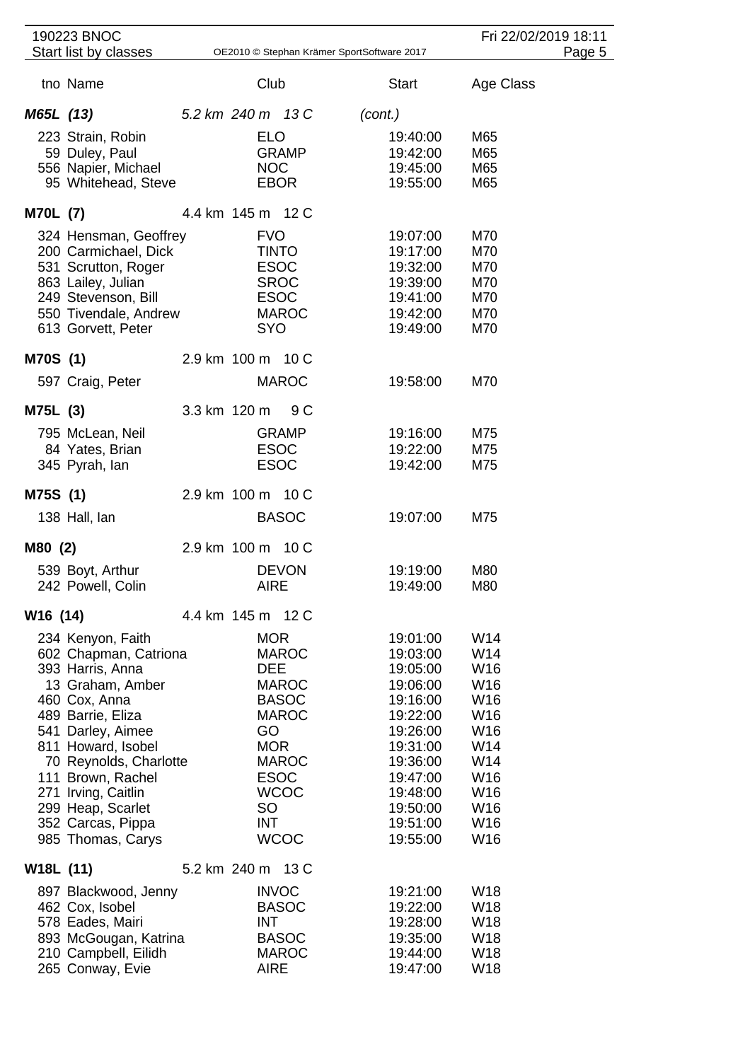| tno | Name | Club | Start | Age Class |
|---|---|---|---|---|
| ***M65L (13)*** | *5.2 km 240 m 13 C* | | *(cont.)* | |
| 223 | Strain, Robin | ELO | 19:40:00 | M65 |
| 59 | Duley, Paul | GRAMP | 19:42:00 | M65 |
| 556 | Napier, Michael | NOC | 19:45:00 | M65 |
| 95 | Whitehead, Steve | EBOR | 19:55:00 | M65 |
| **M70L (7)** | 4.4 km 145 m 12 C | | | |
| 324 | Hensman, Geoffrey | FVO | 19:07:00 | M70 |
| 200 | Carmichael, Dick | TINTO | 19:17:00 | M70 |
| 531 | Scrutton, Roger | ESOC | 19:32:00 | M70 |
| 863 | Lailey, Julian | SROC | 19:39:00 | M70 |
| 249 | Stevenson, Bill | ESOC | 19:41:00 | M70 |
| 550 | Tivendale, Andrew | MAROC | 19:42:00 | M70 |
| 613 | Gorvett, Peter | SYO | 19:49:00 | M70 |
| **M70S (1)** | 2.9 km 100 m 10 C | | | |
| 597 | Craig, Peter | MAROC | 19:58:00 | M70 |
| **M75L (3)** | 3.3 km 120 m 9 C | | | |
| 795 | McLean, Neil | GRAMP | 19:16:00 | M75 |
| 84 | Yates, Brian | ESOC | 19:22:00 | M75 |
| 345 | Pyrah, Ian | ESOC | 19:42:00 | M75 |
| **M75S (1)** | 2.9 km 100 m 10 C | | | |
| 138 | Hall, Ian | BASOC | 19:07:00 | M75 |
| **M80 (2)** | 2.9 km 100 m 10 C | | | |
| 539 | Boyt, Arthur | DEVON | 19:19:00 | M80 |
| 242 | Powell, Colin | AIRE | 19:49:00 | M80 |
| **W16 (14)** | 4.4 km 145 m 12 C | | | |
| 234 | Kenyon, Faith | MOR | 19:01:00 | W14 |
| 602 | Chapman, Catriona | MAROC | 19:03:00 | W14 |
| 393 | Harris, Anna | DEE | 19:05:00 | W16 |
| 13 | Graham, Amber | MAROC | 19:06:00 | W16 |
| 460 | Cox, Anna | BASOC | 19:16:00 | W16 |
| 489 | Barrie, Eliza | MAROC | 19:22:00 | W16 |
| 541 | Darley, Aimee | GO | 19:26:00 | W16 |
| 811 | Howard, Isobel | MOR | 19:31:00 | W14 |
| 70 | Reynolds, Charlotte | MAROC | 19:36:00 | W14 |
| 111 | Brown, Rachel | ESOC | 19:47:00 | W16 |
| 271 | Irving, Caitlin | WCOC | 19:48:00 | W16 |
| 299 | Heap, Scarlet | SO | 19:50:00 | W16 |
| 352 | Carcas, Pippa | INT | 19:51:00 | W16 |
| 985 | Thomas, Carys | WCOC | 19:55:00 | W16 |
| **W18L (11)** | 5.2 km 240 m 13 C | | | |
| 897 | Blackwood, Jenny | INVOC | 19:21:00 | W18 |
| 462 | Cox, Isobel | BASOC | 19:22:00 | W18 |
| 578 | Eades, Mairi | INT | 19:28:00 | W18 |
| 893 | McGougan, Katrina | BASOC | 19:35:00 | W18 |
| 210 | Campbell, Eilidh | MAROC | 19:44:00 | W18 |
| 265 | Conway, Evie | AIRE | 19:47:00 | W18 |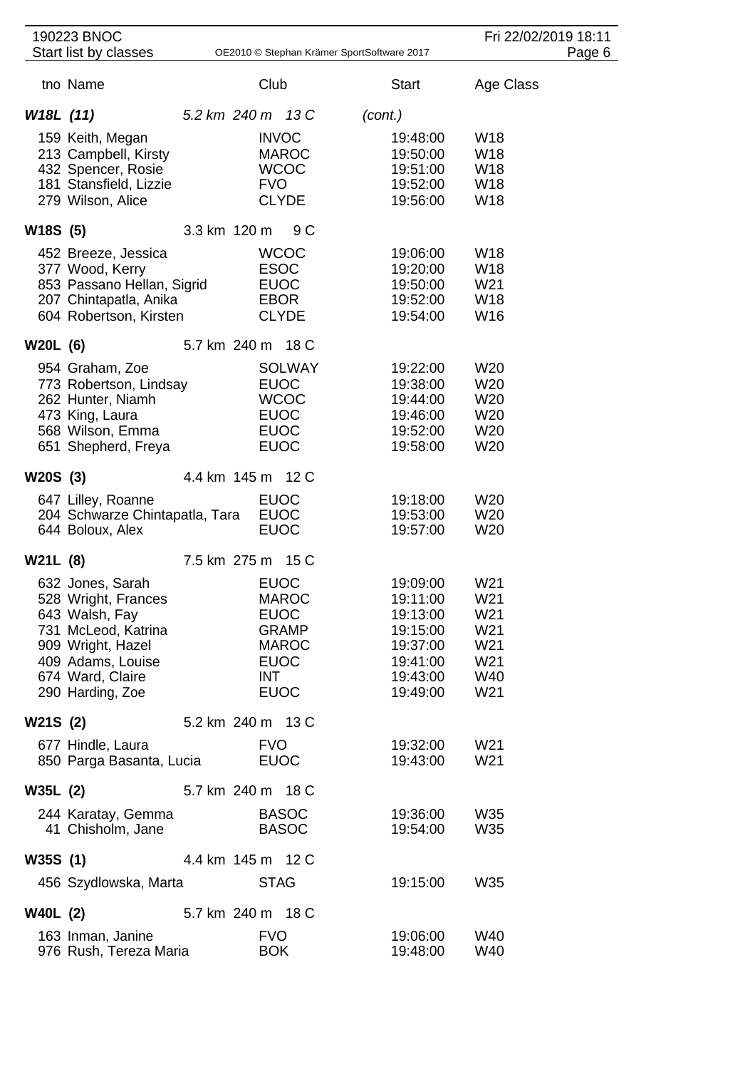| tno | Name | Club | Start | Age Class |
|---|---|---|---|---|
| **W18L (11)** | 5.2 km 240 m 13 C | | (cont.) | |
| 159 | Keith, Megan | INVOC | 19:48:00 | W18 |
| 213 | Campbell, Kirsty | MAROC | 19:50:00 | W18 |
| 432 | Spencer, Rosie | WCOC | 19:51:00 | W18 |
| 181 | Stansfield, Lizzie | FVO | 19:52:00 | W18 |
| 279 | Wilson, Alice | CLYDE | 19:56:00 | W18 |
| **W18S (5)** | 3.3 km 120 m 9 C | | | |
| 452 | Breeze, Jessica | WCOC | 19:06:00 | W18 |
| 377 | Wood, Kerry | ESOC | 19:20:00 | W18 |
| 853 | Passano Hellan, Sigrid | EUOC | 19:50:00 | W21 |
| 207 | Chintapatla, Anika | EBOR | 19:52:00 | W18 |
| 604 | Robertson, Kirsten | CLYDE | 19:54:00 | W16 |
| **W20L (6)** | 5.7 km 240 m 18 C | | | |
| 954 | Graham, Zoe | SOLWAY | 19:22:00 | W20 |
| 773 | Robertson, Lindsay | EUOC | 19:38:00 | W20 |
| 262 | Hunter, Niamh | WCOC | 19:44:00 | W20 |
| 473 | King, Laura | EUOC | 19:46:00 | W20 |
| 568 | Wilson, Emma | EUOC | 19:52:00 | W20 |
| 651 | Shepherd, Freya | EUOC | 19:58:00 | W20 |
| **W20S (3)** | 4.4 km 145 m 12 C | | | |
| 647 | Lilley, Roanne | EUOC | 19:18:00 | W20 |
| 204 | Schwarze Chintapatla, Tara | EUOC | 19:53:00 | W20 |
| 644 | Boloux, Alex | EUOC | 19:57:00 | W20 |
| **W21L (8)** | 7.5 km 275 m 15 C | | | |
| 632 | Jones, Sarah | EUOC | 19:09:00 | W21 |
| 528 | Wright, Frances | MAROC | 19:11:00 | W21 |
| 643 | Walsh, Fay | EUOC | 19:13:00 | W21 |
| 731 | McLeod, Katrina | GRAMP | 19:15:00 | W21 |
| 909 | Wright, Hazel | MAROC | 19:37:00 | W21 |
| 409 | Adams, Louise | EUOC | 19:41:00 | W21 |
| 674 | Ward, Claire | INT | 19:43:00 | W40 |
| 290 | Harding, Zoe | EUOC | 19:49:00 | W21 |
| **W21S (2)** | 5.2 km 240 m 13 C | | | |
| 677 | Hindle, Laura | FVO | 19:32:00 | W21 |
| 850 | Parga Basanta, Lucia | EUOC | 19:43:00 | W21 |
| **W35L (2)** | 5.7 km 240 m 18 C | | | |
| 244 | Karatay, Gemma | BASOC | 19:36:00 | W35 |
| 41 | Chisholm, Jane | BASOC | 19:54:00 | W35 |
| **W35S (1)** | 4.4 km 145 m 12 C | | | |
| 456 | Szydlowska, Marta | STAG | 19:15:00 | W35 |
| **W40L (2)** | 5.7 km 240 m 18 C | | | |
| 163 | Inman, Janine | FVO | 19:06:00 | W40 |
| 976 | Rush, Tereza Maria | BOK | 19:48:00 | W40 |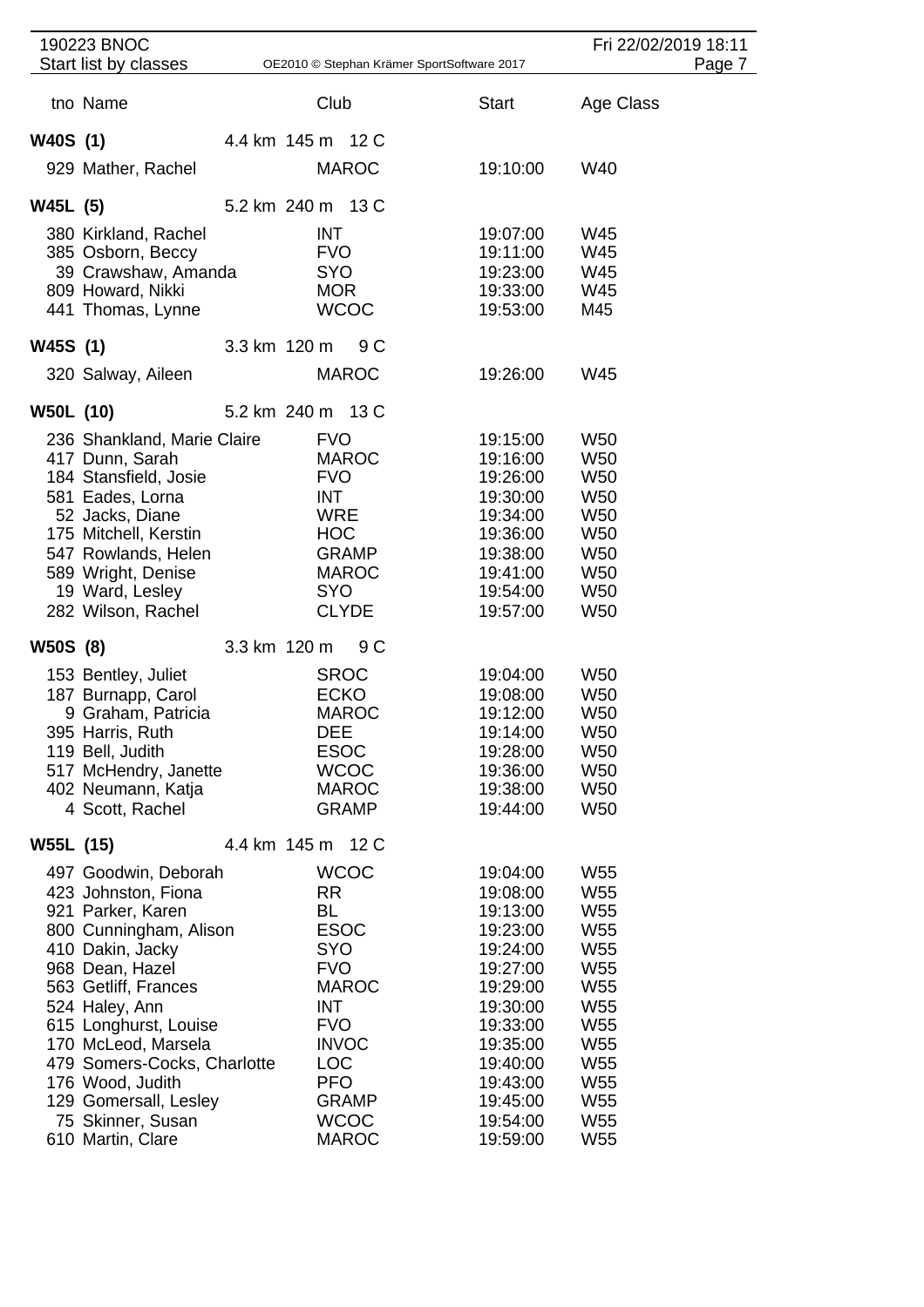| tno | Name | Club | Start | Age Class |
|---|---|---|---|---|
| **W40S (1)** | | 4.4 km 145 m 12 C | | |
| 929 | Mather, Rachel | MAROC | 19:10:00 | W40 |
| **W45L (5)** | | 5.2 km 240 m 13 C | | |
| 380 | Kirkland, Rachel | INT | 19:07:00 | W45 |
| 385 | Osborn, Beccy | FVO | 19:11:00 | W45 |
| 39 | Crawshaw, Amanda | SYO | 19:23:00 | W45 |
| 809 | Howard, Nikki | MOR | 19:33:00 | W45 |
| 441 | Thomas, Lynne | WCOC | 19:53:00 | M45 |
| **W45S (1)** | | 3.3 km 120 m 9 C | | |
| 320 | Salway, Aileen | MAROC | 19:26:00 | W45 |
| **W50L (10)** | | 5.2 km 240 m 13 C | | |
| 236 | Shankland, Marie Claire | FVO | 19:15:00 | W50 |
| 417 | Dunn, Sarah | MAROC | 19:16:00 | W50 |
| 184 | Stansfield, Josie | FVO | 19:26:00 | W50 |
| 581 | Eades, Lorna | INT | 19:30:00 | W50 |
| 52 | Jacks, Diane | WRE | 19:34:00 | W50 |
| 175 | Mitchell, Kerstin | HOC | 19:36:00 | W50 |
| 547 | Rowlands, Helen | GRAMP | 19:38:00 | W50 |
| 589 | Wright, Denise | MAROC | 19:41:00 | W50 |
| 19 | Ward, Lesley | SYO | 19:54:00 | W50 |
| 282 | Wilson, Rachel | CLYDE | 19:57:00 | W50 |
| **W50S (8)** | | 3.3 km 120 m 9 C | | |
| 153 | Bentley, Juliet | SROC | 19:04:00 | W50 |
| 187 | Burnapp, Carol | ECKO | 19:08:00 | W50 |
| 9 | Graham, Patricia | MAROC | 19:12:00 | W50 |
| 395 | Harris, Ruth | DEE | 19:14:00 | W50 |
| 119 | Bell, Judith | ESOC | 19:28:00 | W50 |
| 517 | McHendry, Janette | WCOC | 19:36:00 | W50 |
| 402 | Neumann, Katja | MAROC | 19:38:00 | W50 |
| 4 | Scott, Rachel | GRAMP | 19:44:00 | W50 |
| **W55L (15)** | | 4.4 km 145 m 12 C | | |
| 497 | Goodwin, Deborah | WCOC | 19:04:00 | W55 |
| 423 | Johnston, Fiona | RR | 19:08:00 | W55 |
| 921 | Parker, Karen | BL | 19:13:00 | W55 |
| 800 | Cunningham, Alison | ESOC | 19:23:00 | W55 |
| 410 | Dakin, Jacky | SYO | 19:24:00 | W55 |
| 968 | Dean, Hazel | FVO | 19:27:00 | W55 |
| 563 | Getliff, Frances | MAROC | 19:29:00 | W55 |
| 524 | Haley, Ann | INT | 19:30:00 | W55 |
| 615 | Longhurst, Louise | FVO | 19:33:00 | W55 |
| 170 | McLeod, Marsela | INVOC | 19:35:00 | W55 |
| 479 | Somers-Cocks, Charlotte | LOC | 19:40:00 | W55 |
| 176 | Wood, Judith | PFO | 19:43:00 | W55 |
| 129 | Gomersall, Lesley | GRAMP | 19:45:00 | W55 |
| 75 | Skinner, Susan | WCOC | 19:54:00 | W55 |
| 610 | Martin, Clare | MAROC | 19:59:00 | W55 |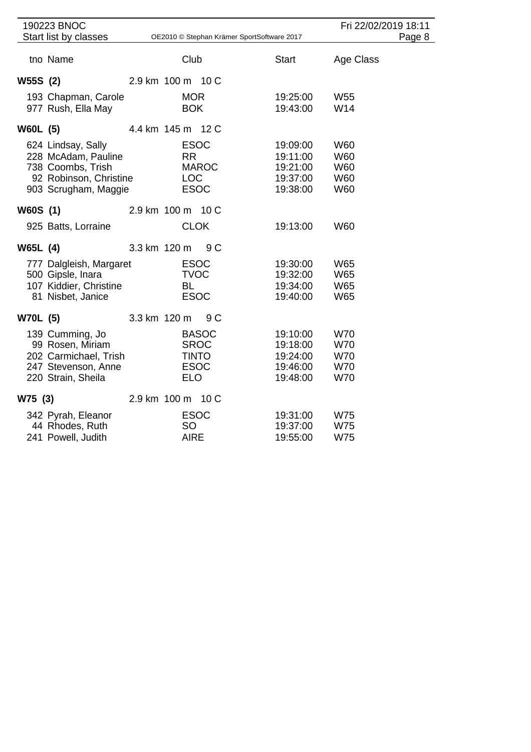190223 BNOC
Start list by classes

OE2010 © Stephan Krämer SportSoftware 2017

Fri 22/02/2019 18:11

| tno | Name | Club | Start | Age Class |
|---|---|---|---|---|
| **W55S (2)** | | **2.9 km 100 m 10 C** | | |
| 193 | Chapman, Carole | MOR | 19:25:00 | W55 |
| 977 | Rush, Ella May | BOK | 19:43:00 | W14 |
| **W60L (5)** | | **4.4 km 145 m 12 C** | | |
| 624 | Lindsay, Sally | ESOC | 19:09:00 | W60 |
| 228 | McAdam, Pauline | RR | 19:11:00 | W60 |
| 738 | Coombs, Trish | MAROC | 19:21:00 | W60 |
| 92 | Robinson, Christine | LOC | 19:37:00 | W60 |
| 903 | Scrugham, Maggie | ESOC | 19:38:00 | W60 |
| **W60S (1)** | | **2.9 km 100 m 10 C** | | |
| 925 | Batts, Lorraine | CLOK | 19:13:00 | W60 |
| **W65L (4)** | | **3.3 km 120 m 9 C** | | |
| 777 | Dalgleish, Margaret | ESOC | 19:30:00 | W65 |
| 500 | Gipsle, Inara | TVOC | 19:32:00 | W65 |
| 107 | Kiddier, Christine | BL | 19:34:00 | W65 |
| 81 | Nisbet, Janice | ESOC | 19:40:00 | W65 |
| **W70L (5)** | | **3.3 km 120 m 9 C** | | |
| 139 | Cumming, Jo | BASOC | 19:10:00 | W70 |
| 99 | Rosen, Miriam | SROC | 19:18:00 | W70 |
| 202 | Carmichael, Trish | TINTO | 19:24:00 | W70 |
| 247 | Stevenson, Anne | ESOC | 19:46:00 | W70 |
| 220 | Strain, Sheila | ELO | 19:48:00 | W70 |
| **W75 (3)** | | **2.9 km 100 m 10 C** | | |
| 342 | Pyrah, Eleanor | ESOC | 19:31:00 | W75 |
| 44 | Rhodes, Ruth | SO | 19:37:00 | W75 |
| 241 | Powell, Judith | AIRE | 19:55:00 | W75 |